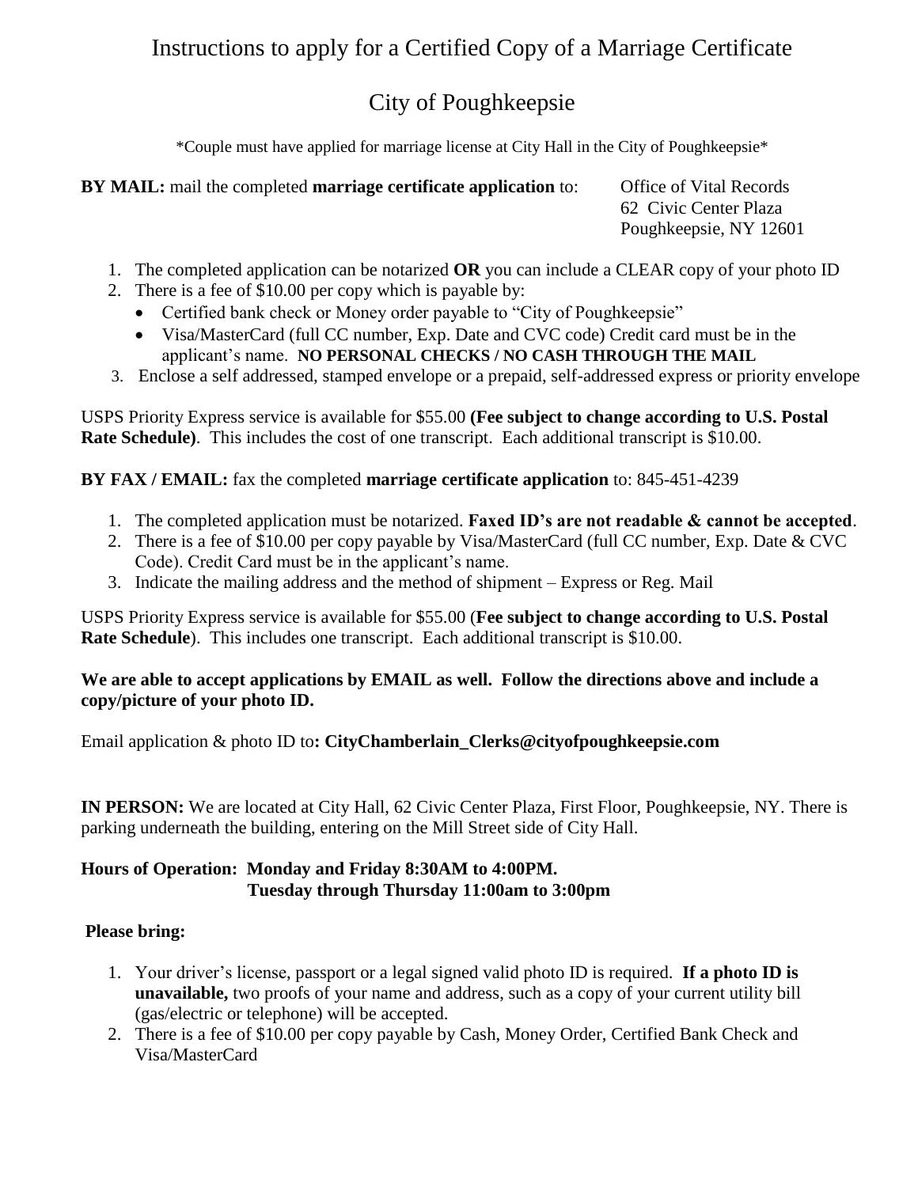# Instructions to apply for a Certified Copy of a Marriage Certificate

## City of Poughkeepsie

*Couple must have applied for marriage license at City Hall in the City of Poughkeepsie*

**BY MAIL:** mail the completed **marriage certificate application** to:

Office of Vital Records
62 Civic Center Plaza
Poughkeepsie, NY 12601

1. The completed application can be notarized **OR** you can include a CLEAR copy of your photo ID
2. There is a fee of $10.00 per copy which is payable by:
   - Certified bank check or Money order payable to "City of Poughkeepsie"
   - Visa/MasterCard (full CC number, Exp. Date and CVC code) Credit card must be in the applicant's name. **NO PERSONAL CHECKS / NO CASH THROUGH THE MAIL**
3. Enclose a self addressed, stamped envelope or a prepaid, self-addressed express or priority envelope

USPS Priority Express service is available for $55.00 **(Fee subject to change according to U.S. Postal Rate Schedule)**. This includes the cost of one transcript. Each additional transcript is $10.00.

**BY FAX / EMAIL:** fax the completed **marriage certificate application** to: 845-451-4239

1. The completed application must be notarized. **Faxed ID's are not readable & cannot be accepted**.
2. There is a fee of $10.00 per copy payable by Visa/MasterCard (full CC number, Exp. Date & CVC Code). Credit Card must be in the applicant's name.
3. Indicate the mailing address and the method of shipment – Express or Reg. Mail

USPS Priority Express service is available for $55.00 (**Fee subject to change according to U.S. Postal Rate Schedule**). This includes one transcript. Each additional transcript is $10.00.

**We are able to accept applications by EMAIL as well. Follow the directions above and include a copy/picture of your photo ID.**

Email application & photo ID to**: CityChamberlain_Clerks@cityofpoughkeepsie.com**

**IN PERSON:** We are located at City Hall, 62 Civic Center Plaza, First Floor, Poughkeepsie, NY. There is parking underneath the building, entering on the Mill Street side of City Hall.

**Hours of Operation: Monday and Friday 8:30AM to 4:00PM.**
**Tuesday through Thursday 11:00am to 3:00pm**

**Please bring:**

1. Your driver's license, passport or a legal signed valid photo ID is required. **If a photo ID is unavailable,** two proofs of your name and address, such as a copy of your current utility bill (gas/electric or telephone) will be accepted.
2. There is a fee of $10.00 per copy payable by Cash, Money Order, Certified Bank Check and Visa/MasterCard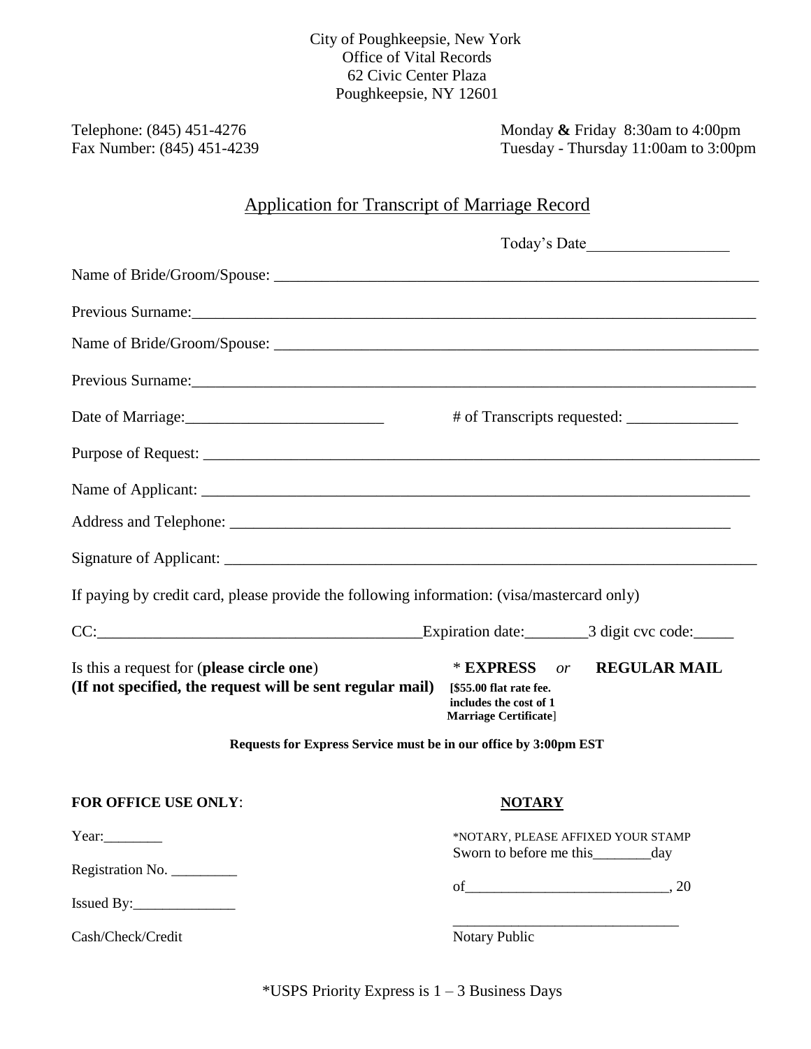City of Poughkeepsie, New York
Office of Vital Records
62 Civic Center Plaza
Poughkeepsie, NY 12601

Telephone: (845) 451-4276
Fax Number: (845) 451-4239

Monday **&** Friday 8:30am to 4:00pm
Tuesday - Thursday 11:00am to 3:00pm

## Application for Transcript of Marriage Record

Today's Date__________________

Name of Bride/Groom/Spouse: ____________________________________________________________

Previous Surname:____________________________________________________________________

Name of Bride/Groom/Spouse: ____________________________________________________________

Previous Surname:____________________________________________________________________

Date of Marriage:_________________________ # of Transcripts requested: ______________

Purpose of Request: __________________________________________________________________

Name of Applicant: __________________________________________________________________

Address and Telephone: _______________________________________________________________

Signature of Applicant: _______________________________________________________________

If paying by credit card, please provide the following information: (visa/mastercard only)

CC:__________________________________________Expiration date:________3 digit cvc code:_____

Is this a request for (**please circle one**) * **EXPRESS** *or* **REGULAR MAIL**
**(If not specified, the request will be sent regular mail)** **[$55.00 flat rate fee. includes the cost of 1 Marriage Certificate]**

**Requests for Express Service must be in our office by 3:00pm EST**

**FOR OFFICE USE ONLY**:

Year:________

Registration No. _________

Issued By:______________

Cash/Check/Credit

**NOTARY**

*NOTARY, PLEASE AFFIXED YOUR STAMP
Sworn to before me this________day

of___________________________, 20

_______________________________
Notary Public

*USPS Priority Express is 1 – 3 Business Days